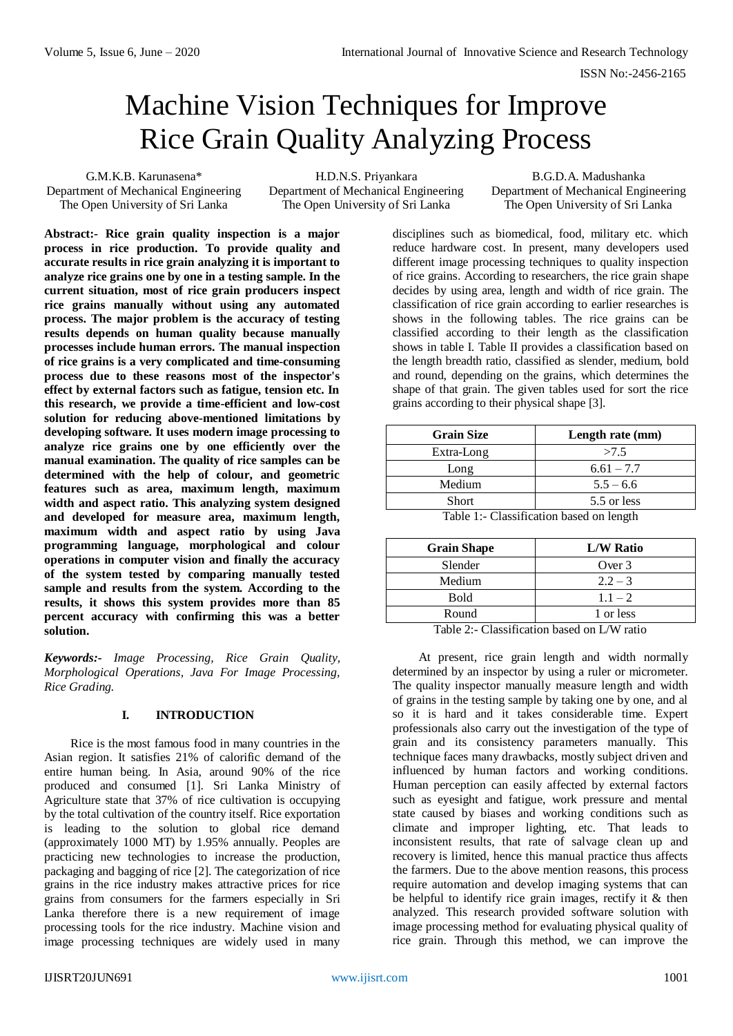# Machine Vision Techniques for Improve Rice Grain Quality Analyzing Process

G.M.K.B. Karunasena*
Department of Mechanical Engineering
The Open University of Sri Lanka

H.D.N.S. Priyankara
Department of Mechanical Engineering
The Open University of Sri Lanka

B.G.D.A. Madushanka
Department of Mechanical Engineering
The Open University of Sri Lanka

**Abstract:- Rice grain quality inspection is a major process in rice production. To provide quality and accurate results in rice grain analyzing it is important to analyze rice grains one by one in a testing sample. In the current situation, most of rice grain producers inspect rice grains manually without using any automated process. The major problem is the accuracy of testing results depends on human quality because manually processes include human errors. The manual inspection of rice grains is a very complicated and time-consuming process due to these reasons most of the inspector's effect by external factors such as fatigue, tension etc. In this research, we provide a time-efficient and low-cost solution for reducing above-mentioned limitations by developing software. It uses modern image processing to analyze rice grains one by one efficiently over the manual examination. The quality of rice samples can be determined with the help of colour, and geometric features such as area, maximum length, maximum width and aspect ratio. This analyzing system designed and developed for measure area, maximum length, maximum width and aspect ratio by using Java programming language, morphological and colour operations in computer vision and finally the accuracy of the system tested by comparing manually tested sample and results from the system. According to the results, it shows this system provides more than 85 percent accuracy with confirming this was a better solution.**

***Keywords:-** Image Processing, Rice Grain Quality, Morphological Operations, Java For Image Processing, Rice Grading.*

## I. INTRODUCTION

Rice is the most famous food in many countries in the Asian region. It satisfies 21% of calorific demand of the entire human being. In Asia, around 90% of the rice produced and consumed [1]. Sri Lanka Ministry of Agriculture state that 37% of rice cultivation is occupying by the total cultivation of the country itself. Rice exportation is leading to the solution to global rice demand (approximately 1000 MT) by 1.95% annually. Peoples are practicing new technologies to increase the production, packaging and bagging of rice [2]. The categorization of rice grains in the rice industry makes attractive prices for rice grains from consumers for the farmers especially in Sri Lanka therefore there is a new requirement of image processing tools for the rice industry. Machine vision and image processing techniques are widely used in many disciplines such as biomedical, food, military etc. which reduce hardware cost. In present, many developers used different image processing techniques to quality inspection of rice grains. According to researchers, the rice grain shape decides by using area, length and width of rice grain. The classification of rice grain according to earlier researches is shows in the following tables. The rice grains can be classified according to their length as the classification shows in table I. Table II provides a classification based on the length breadth ratio, classified as slender, medium, bold and round, depending on the grains, which determines the shape of that grain. The given tables used for sort the rice grains according to their physical shape [3].

| Grain Size | Length rate (mm) |
|---|---|
| Extra-Long | >7.5 |
| Long | 6.61 – 7.7 |
| Medium | 5.5 – 6.6 |
| Short | 5.5 or less |

Table 1:- Classification based on length

| Grain Shape | L/W Ratio |
|---|---|
| Slender | Over 3 |
| Medium | 2.2 – 3 |
| Bold | 1.1 – 2 |
| Round | 1 or less |

Table 2:- Classification based on L/W ratio

At present, rice grain length and width normally determined by an inspector by using a ruler or micrometer. The quality inspector manually measure length and width of grains in the testing sample by taking one by one, and al so it is hard and it takes considerable time. Expert professionals also carry out the investigation of the type of grain and its consistency parameters manually. This technique faces many drawbacks, mostly subject driven and influenced by human factors and working conditions. Human perception can easily affected by external factors such as eyesight and fatigue, work pressure and mental state caused by biases and working conditions such as climate and improper lighting, etc. That leads to inconsistent results, that rate of salvage clean up and recovery is limited, hence this manual practice thus affects the farmers. Due to the above mention reasons, this process require automation and develop imaging systems that can be helpful to identify rice grain images, rectify it & then analyzed. This research provided software solution with image processing method for evaluating physical quality of rice grain. Through this method, we can improve the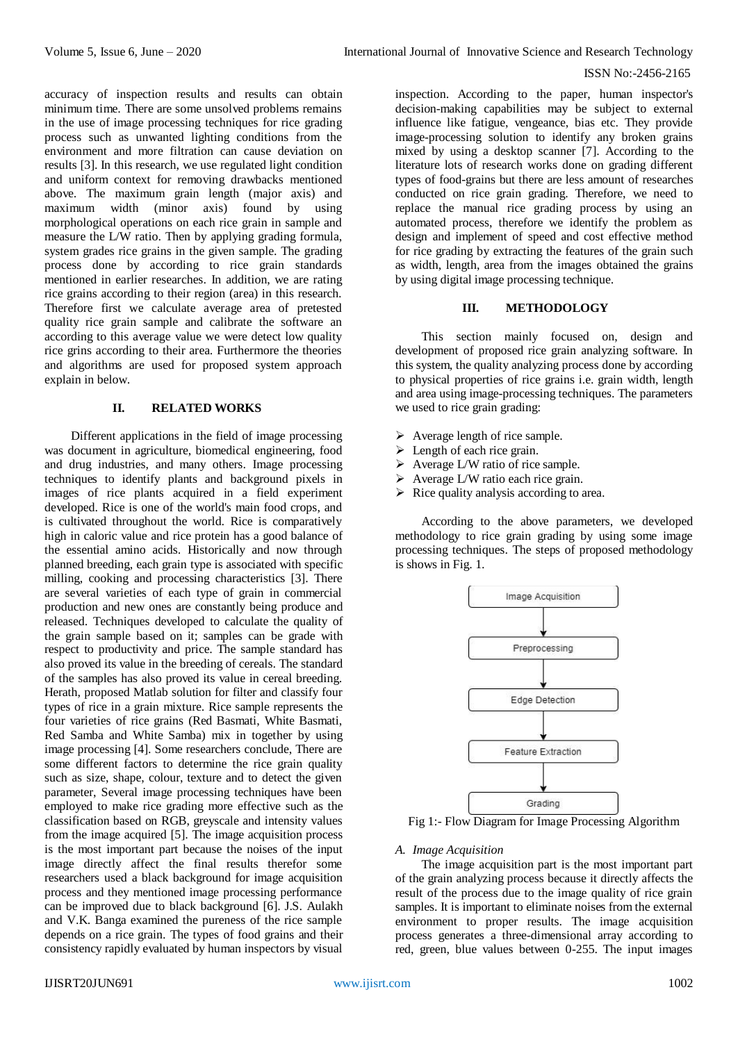accuracy of inspection results and results can obtain minimum time. There are some unsolved problems remains in the use of image processing techniques for rice grading process such as unwanted lighting conditions from the environment and more filtration can cause deviation on results [3]. In this research, we use regulated light condition and uniform context for removing drawbacks mentioned above. The maximum grain length (major axis) and maximum width (minor axis) found by using morphological operations on each rice grain in sample and measure the L/W ratio. Then by applying grading formula, system grades rice grains in the given sample. The grading process done by according to rice grain standards mentioned in earlier researches. In addition, we are rating rice grains according to their region (area) in this research. Therefore first we calculate average area of pretested quality rice grain sample and calibrate the software an according to this average value we were detect low quality rice grins according to their area. Furthermore the theories and algorithms are used for proposed system approach explain in below.

## II. RELATED WORKS

Different applications in the field of image processing was document in agriculture, biomedical engineering, food and drug industries, and many others. Image processing techniques to identify plants and background pixels in images of rice plants acquired in a field experiment developed. Rice is one of the world's main food crops, and is cultivated throughout the world. Rice is comparatively high in caloric value and rice protein has a good balance of the essential amino acids. Historically and now through planned breeding, each grain type is associated with specific milling, cooking and processing characteristics [3]. There are several varieties of each type of grain in commercial production and new ones are constantly being produce and released. Techniques developed to calculate the quality of the grain sample based on it; samples can be grade with respect to productivity and price. The sample standard has also proved its value in the breeding of cereals. The standard of the samples has also proved its value in cereal breeding. Herath, proposed Matlab solution for filter and classify four types of rice in a grain mixture. Rice sample represents the four varieties of rice grains (Red Basmati, White Basmati, Red Samba and White Samba) mix in together by using image processing [4]. Some researchers conclude, There are some different factors to determine the rice grain quality such as size, shape, colour, texture and to detect the given parameter, Several image processing techniques have been employed to make rice grading more effective such as the classification based on RGB, greyscale and intensity values from the image acquired [5]. The image acquisition process is the most important part because the noises of the input image directly affect the final results therefor some researchers used a black background for image acquisition process and they mentioned image processing performance can be improved due to black background [6]. J.S. Aulakh and V.K. Banga examined the pureness of the rice sample depends on a rice grain. The types of food grains and their consistency rapidly evaluated by human inspectors by visual inspection. According to the paper, human inspector's decision-making capabilities may be subject to external influence like fatigue, vengeance, bias etc. They provide image-processing solution to identify any broken grains mixed by using a desktop scanner [7]. According to the literature lots of research works done on grading different types of food-grains but there are less amount of researches conducted on rice grain grading. Therefore, we need to replace the manual rice grading process by using an automated process, therefore we identify the problem as design and implement of speed and cost effective method for rice grading by extracting the features of the grain such as width, length, area from the images obtained the grains by using digital image processing technique.

## III. METHODOLOGY

This section mainly focused on, design and development of proposed rice grain analyzing software. In this system, the quality analyzing process done by according to physical properties of rice grains i.e. grain width, length and area using image-processing techniques. The parameters we used to rice grain grading:

- Average length of rice sample.
- Length of each rice grain.
- Average L/W ratio of rice sample.
- Average L/W ratio each rice grain.
- Rice quality analysis according to area.

According to the above parameters, we developed methodology to rice grain grading by using some image processing techniques. The steps of proposed methodology is shows in Fig. 1.

Image Acquisition → Preprocessing → Edge Detection → Feature Extraction → Grading

Fig 1:- Flow Diagram for Image Processing Algorithm

### A. Image Acquisition

The image acquisition part is the most important part of the grain analyzing process because it directly affects the result of the process due to the image quality of rice grain samples. It is important to eliminate noises from the external environment to proper results. The image acquisition process generates a three-dimensional array according to red, green, blue values between 0-255. The input images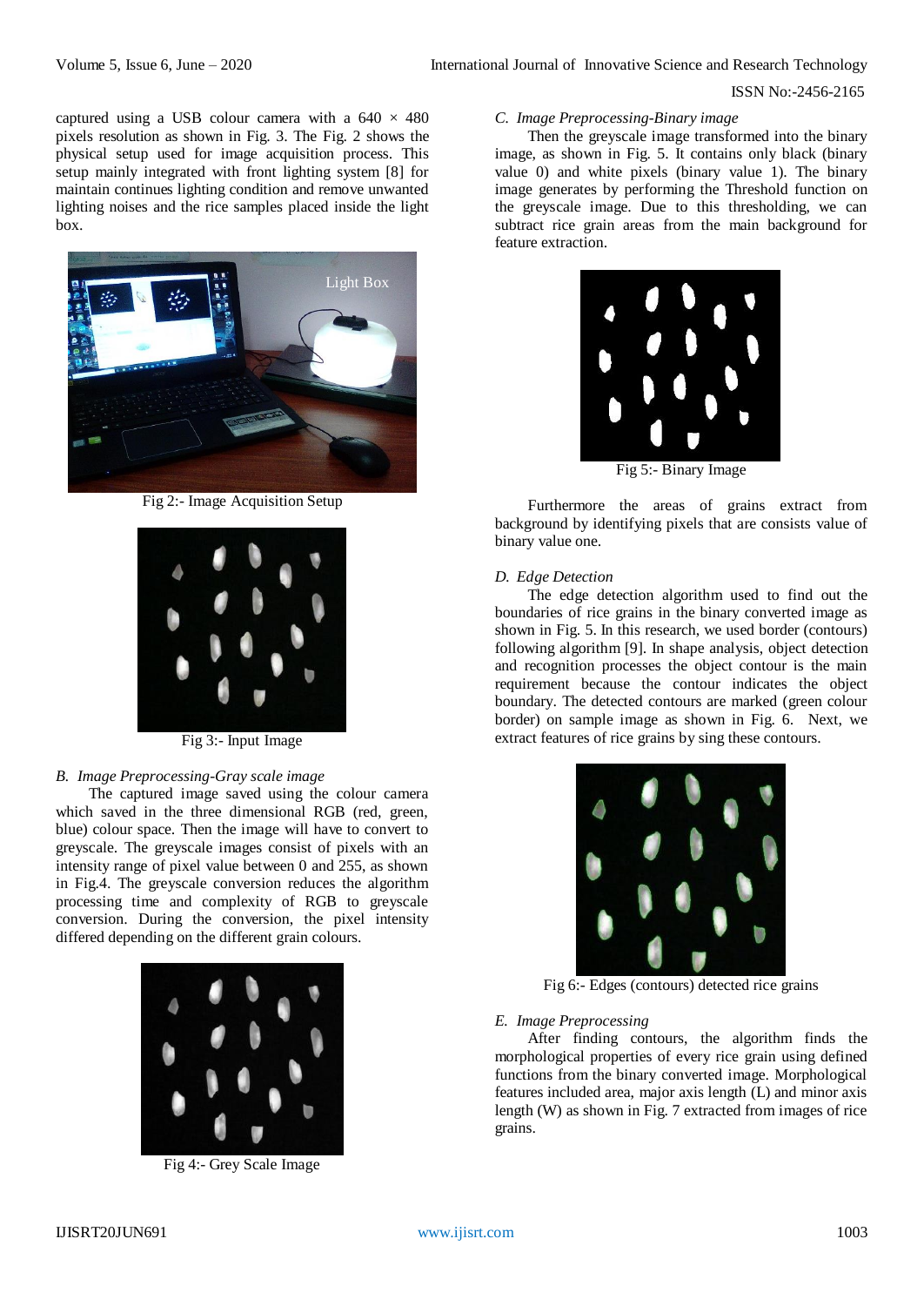captured using a USB colour camera with a 640 × 480 pixels resolution as shown in Fig. 3. The Fig. 2 shows the physical setup used for image acquisition process. This setup mainly integrated with front lighting system [8] for maintain continues lighting condition and remove unwanted lighting noises and the rice samples placed inside the light box.

Fig 2:- Image Acquisition Setup

Fig 3:- Input Image

*B. Image Preprocessing-Gray scale image*

The captured image saved using the colour camera which saved in the three dimensional RGB (red, green, blue) colour space. Then the image will have to convert to greyscale. The greyscale images consist of pixels with an intensity range of pixel value between 0 and 255, as shown in Fig.4. The greyscale conversion reduces the algorithm processing time and complexity of RGB to greyscale conversion. During the conversion, the pixel intensity differed depending on the different grain colours.

Fig 4:- Grey Scale Image

*C. Image Preprocessing-Binary image*

Then the greyscale image transformed into the binary image, as shown in Fig. 5. It contains only black (binary value 0) and white pixels (binary value 1). The binary image generates by performing the Threshold function on the greyscale image. Due to this thresholding, we can subtract rice grain areas from the main background for feature extraction.

Fig 5:- Binary Image

Furthermore the areas of grains extract from background by identifying pixels that are consists value of binary value one.

*D. Edge Detection*

The edge detection algorithm used to find out the boundaries of rice grains in the binary converted image as shown in Fig. 5. In this research, we used border (contours) following algorithm [9]. In shape analysis, object detection and recognition processes the object contour is the main requirement because the contour indicates the object boundary. The detected contours are marked (green colour border) on sample image as shown in Fig. 6. Next, we extract features of rice grains by sing these contours.

Fig 6:- Edges (contours) detected rice grains

*E. Image Preprocessing*

After finding contours, the algorithm finds the morphological properties of every rice grain using defined functions from the binary converted image. Morphological features included area, major axis length (L) and minor axis length (W) as shown in Fig. 7 extracted from images of rice grains.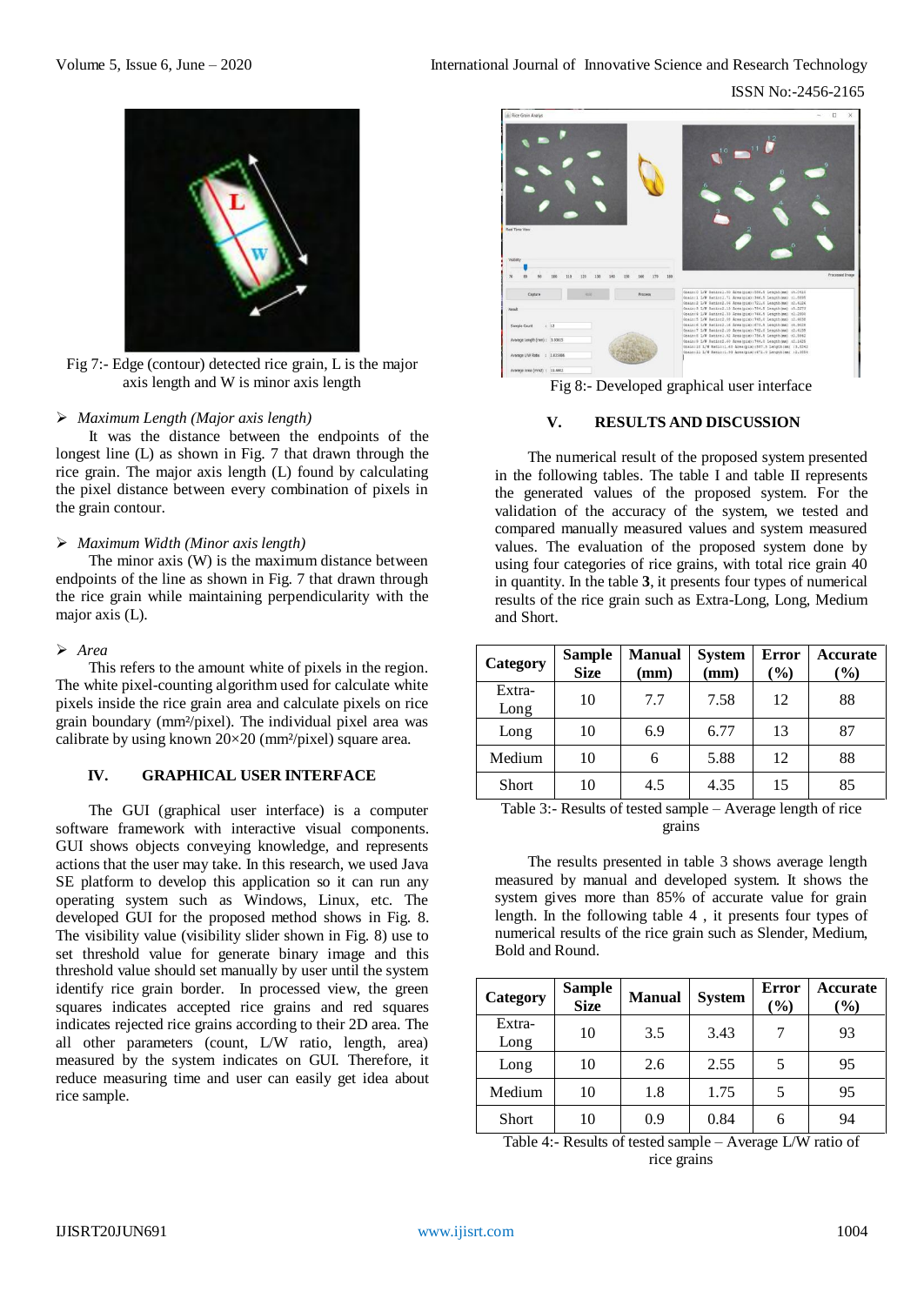Fig 7:- Edge (contour) detected rice grain, L is the major axis length and W is minor axis length

➢ *Maximum Length (Major axis length)*

It was the distance between the endpoints of the longest line (L) as shown in Fig. 7 that drawn through the rice grain. The major axis length (L) found by calculating the pixel distance between every combination of pixels in the grain contour.

➢ *Maximum Width (Minor axis length)*

The minor axis (W) is the maximum distance between endpoints of the line as shown in Fig. 7 that drawn through the rice grain while maintaining perpendicularity with the major axis (L).

➢ *Area*

This refers to the amount white of pixels in the region. The white pixel-counting algorithm used for calculate white pixels inside the rice grain area and calculate pixels on rice grain boundary ($mm^2$/pixel). The individual pixel area was calibrate by using known 20×20 ($mm^2$/pixel) square area.

## IV. GRAPHICAL USER INTERFACE

The GUI (graphical user interface) is a computer software framework with interactive visual components. GUI shows objects conveying knowledge, and represents actions that the user may take. In this research, we used Java SE platform to develop this application so it can run any operating system such as Windows, Linux, etc. The developed GUI for the proposed method shows in Fig. 8. The visibility value (visibility slider shown in Fig. 8) use to set threshold value for generate binary image and this threshold value should set manually by user until the system identify rice grain border. In processed view, the green squares indicates accepted rice grains and red squares indicates rejected rice grains according to their 2D area. The all other parameters (count, L/W ratio, length, area) measured by the system indicates on GUI. Therefore, it reduce measuring time and user can easily get idea about rice sample.

Fig 8:- Developed graphical user interface

## V. RESULTS AND DISCUSSION

The numerical result of the proposed system presented in the following tables. The table I and table II represents the generated values of the proposed system. For the validation of the accuracy of the system, we tested and compared manually measured values and system measured values. The evaluation of the proposed system done by using four categories of rice grains, with total rice grain 40 in quantity. In the table **3**, it presents four types of numerical results of the rice grain such as Extra-Long, Long, Medium and Short.

| Category | Sample Size | Manual (mm) | System (mm) | Error (%) | Accurate (%) |
|---|---|---|---|---|---|
| Extra-Long | 10 | 7.7 | 7.58 | 12 | 88 |
| Long | 10 | 6.9 | 6.77 | 13 | 87 |
| Medium | 10 | 6 | 5.88 | 12 | 88 |
| Short | 10 | 4.5 | 4.35 | 15 | 85 |

Table 3:- Results of tested sample – Average length of rice grains

The results presented in table 3 shows average length measured by manual and developed system. It shows the system gives more than 85% of accurate value for grain length. In the following table 4 , it presents four types of numerical results of the rice grain such as Slender, Medium, Bold and Round.

| Category | Sample Size | Manual | System | Error (%) | Accurate (%) |
|---|---|---|---|---|---|
| Extra-Long | 10 | 3.5 | 3.43 | 7 | 93 |
| Long | 10 | 2.6 | 2.55 | 5 | 95 |
| Medium | 10 | 1.8 | 1.75 | 5 | 95 |
| Short | 10 | 0.9 | 0.84 | 6 | 94 |

Table 4:- Results of tested sample – Average L/W ratio of rice grains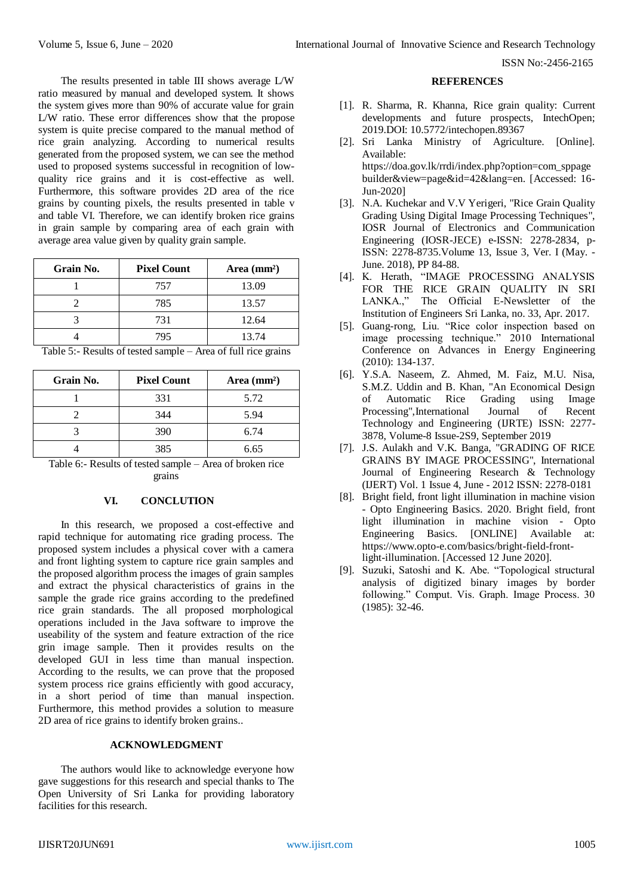The results presented in table III shows average L/W ratio measured by manual and developed system. It shows the system gives more than 90% of accurate value for grain L/W ratio. These error differences show that the propose system is quite precise compared to the manual method of rice grain analyzing. According to numerical results generated from the proposed system, we can see the method used to proposed systems successful in recognition of low-quality rice grains and it is cost-effective as well. Furthermore, this software provides 2D area of the rice grains by counting pixels, the results presented in table v and table VI. Therefore, we can identify broken rice grains in grain sample by comparing area of each grain with average area value given by quality grain sample.

| Grain No. | Pixel Count | Area ($mm^2$) |
|---|---|---|
| 1 | 757 | 13.09 |
| 2 | 785 | 13.57 |
| 3 | 731 | 12.64 |
| 4 | 795 | 13.74 |

Table 5:- Results of tested sample – Area of full rice grains

| Grain No. | Pixel Count | Area ($mm^2$) |
|---|---|---|
| 1 | 331 | 5.72 |
| 2 | 344 | 5.94 |
| 3 | 390 | 6.74 |
| 4 | 385 | 6.65 |

Table 6:- Results of tested sample – Area of broken rice grains

## VI. CONCLUTION

In this research, we proposed a cost-effective and rapid technique for automating rice grading process. The proposed system includes a physical cover with a camera and front lighting system to capture rice grain samples and the proposed algorithm process the images of grain samples and extract the physical characteristics of grains in the sample the grade rice grains according to the predefined rice grain standards. The all proposed morphological operations included in the Java software to improve the useability of the system and feature extraction of the rice grin image sample. Then it provides results on the developed GUI in less time than manual inspection. According to the results, we can prove that the proposed system process rice grains efficiently with good accuracy, in a short period of time than manual inspection. Furthermore, this method provides a solution to measure 2D area of rice grains to identify broken grains..

## ACKNOWLEDGMENT

The authors would like to acknowledge everyone how gave suggestions for this research and special thanks to The Open University of Sri Lanka for providing laboratory facilities for this research.

## REFERENCES

[1]. R. Sharma, R. Khanna, Rice grain quality: Current developments and future prospects, IntechOpen; 2019.DOI: 10.5772/intechopen.89367

[2]. Sri Lanka Ministry of Agriculture. [Online]. Available: https://doa.gov.lk/rrdi/index.php?option=com_sppagebuilder&view=page&id=42&lang=en. [Accessed: 16-Jun-2020]

[3]. N.A. Kuchekar and V.V Yerigeri, "Rice Grain Quality Grading Using Digital Image Processing Techniques", IOSR Journal of Electronics and Communication Engineering (IOSR-JECE) e-ISSN: 2278-2834, p-ISSN: 2278-8735.Volume 13, Issue 3, Ver. I (May. - June. 2018), PP 84-88.

[4]. K. Herath, "IMAGE PROCESSING ANALYSIS FOR THE RICE GRAIN QUALITY IN SRI LANKA.," The Official E-Newsletter of the Institution of Engineers Sri Lanka, no. 33, Apr. 2017.

[5]. Guang-rong, Liu. "Rice color inspection based on image processing technique." 2010 International Conference on Advances in Energy Engineering (2010): 134-137.

[6]. Y.S.A. Naseem, Z. Ahmed, M. Faiz, M.U. Nisa, S.M.Z. Uddin and B. Khan, "An Economical Design of Automatic Rice Grading using Image Processing",International Journal of Recent Technology and Engineering (IJRTE) ISSN: 2277-3878, Volume-8 Issue-2S9, September 2019

[7]. J.S. Aulakh and V.K. Banga, "GRADING OF RICE GRAINS BY IMAGE PROCESSING", International Journal of Engineering Research & Technology (IJERT) Vol. 1 Issue 4, June - 2012 ISSN: 2278-0181

[8]. Bright field, front light illumination in machine vision - Opto Engineering Basics. 2020. Bright field, front light illumination in machine vision - Opto Engineering Basics. [ONLINE] Available at: https://www.opto-e.com/basics/bright-field-front-light-illumination. [Accessed 12 June 2020].

[9]. Suzuki, Satoshi and K. Abe. "Topological structural analysis of digitized binary images by border following." Comput. Vis. Graph. Image Process. 30 (1985): 32-46.